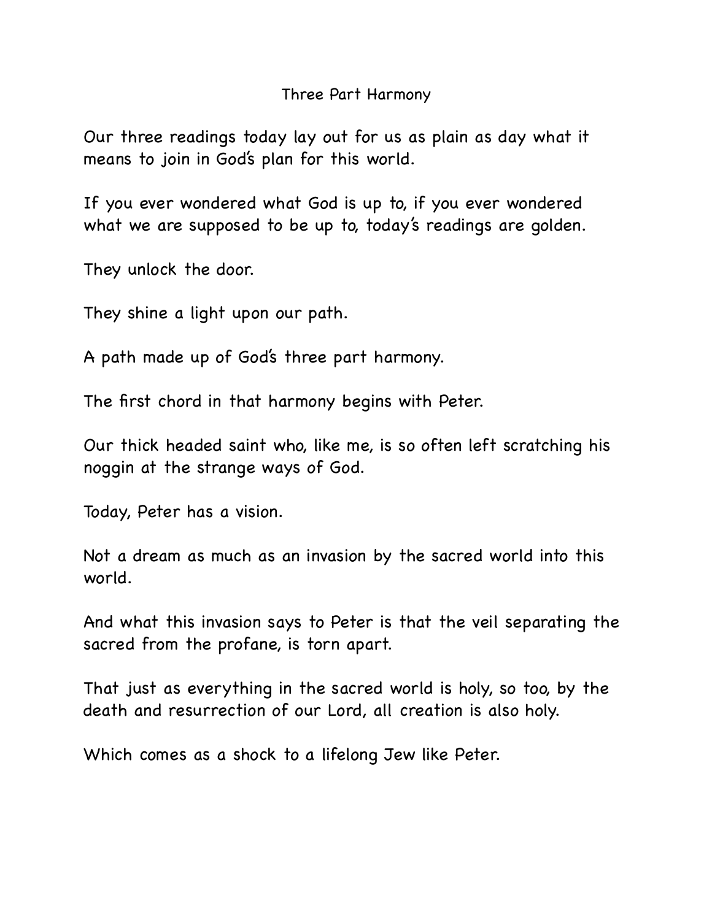# Three Part Harmony

Our three readings today lay out for us as plain as day what it means to join in God's plan for this world.

If you ever wondered what God is up to, if you ever wondered what we are supposed to be up to, today's readings are golden.

They unlock the door.

They shine a light upon our path.

A path made up of God's three part harmony.

The first chord in that harmony begins with Peter.

Our thick headed saint who, like me, is so often left scratching his noggin at the strange ways of God.

Today, Peter has a vision.

Not a dream as much as an invasion by the sacred world into this world.

And what this invasion says to Peter is that the veil separating the sacred from the profane, is torn apart.

That just as everything in the sacred world is holy, so too, by the death and resurrection of our Lord, all creation is also holy.

Which comes as a shock to a lifelong Jew like Peter.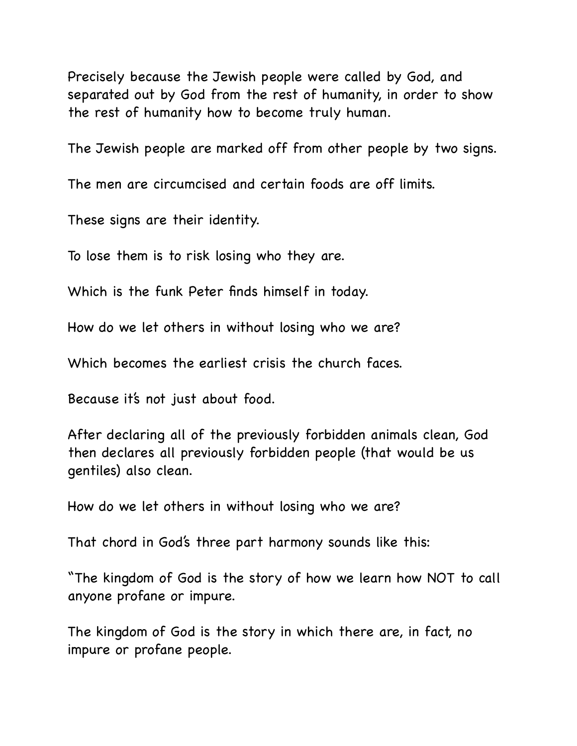Precisely because the Jewish people were called by God, and separated out by God from the rest of humanity, in order to show the rest of humanity how to become truly human.

The Jewish people are marked off from other people by two signs.

The men are circumcised and certain foods are off limits.

These signs are their identity.

To lose them is to risk losing who they are.

Which is the funk Peter finds himself in today.

How do we let others in without losing who we are?

Which becomes the earliest crisis the church faces.

Because it's not just about food.

After declaring all of the previously forbidden animals clean, God then declares all previously forbidden people (that would be us gentiles) also clean.

How do we let others in without losing who we are?

That chord in God's three part harmony sounds like this:

"The kingdom of God is the story of how we learn how NOT to call anyone profane or impure.

The kingdom of God is the story in which there are, in fact, no impure or profane people.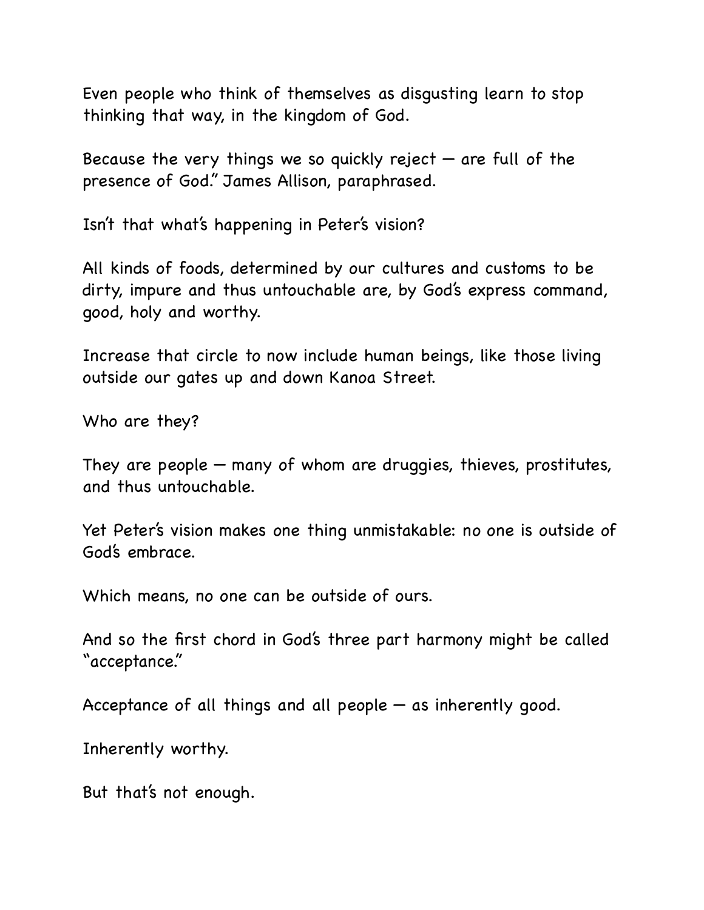Even people who think of themselves as disgusting learn to stop thinking that way, in the kingdom of God.

Because the very things we so quickly reject — are full of the presence of God." James Allison, paraphrased.

Isn't that what's happening in Peter's vision?

All kinds of foods, determined by our cultures and customs to be dirty, impure and thus untouchable are, by God's express command, good, holy and worthy.

Increase that circle to now include human beings, like those living outside our gates up and down Kanoa Street.

Who are they?

They are people — many of whom are druggies, thieves, prostitutes, and thus untouchable.

Yet Peter's vision makes one thing unmistakable: no one is outside of God's embrace.

Which means, no one can be outside of ours.

And so the first chord in God's three part harmony might be called "acceptance."

Acceptance of all things and all people — as inherently good.

Inherently worthy.

But that's not enough.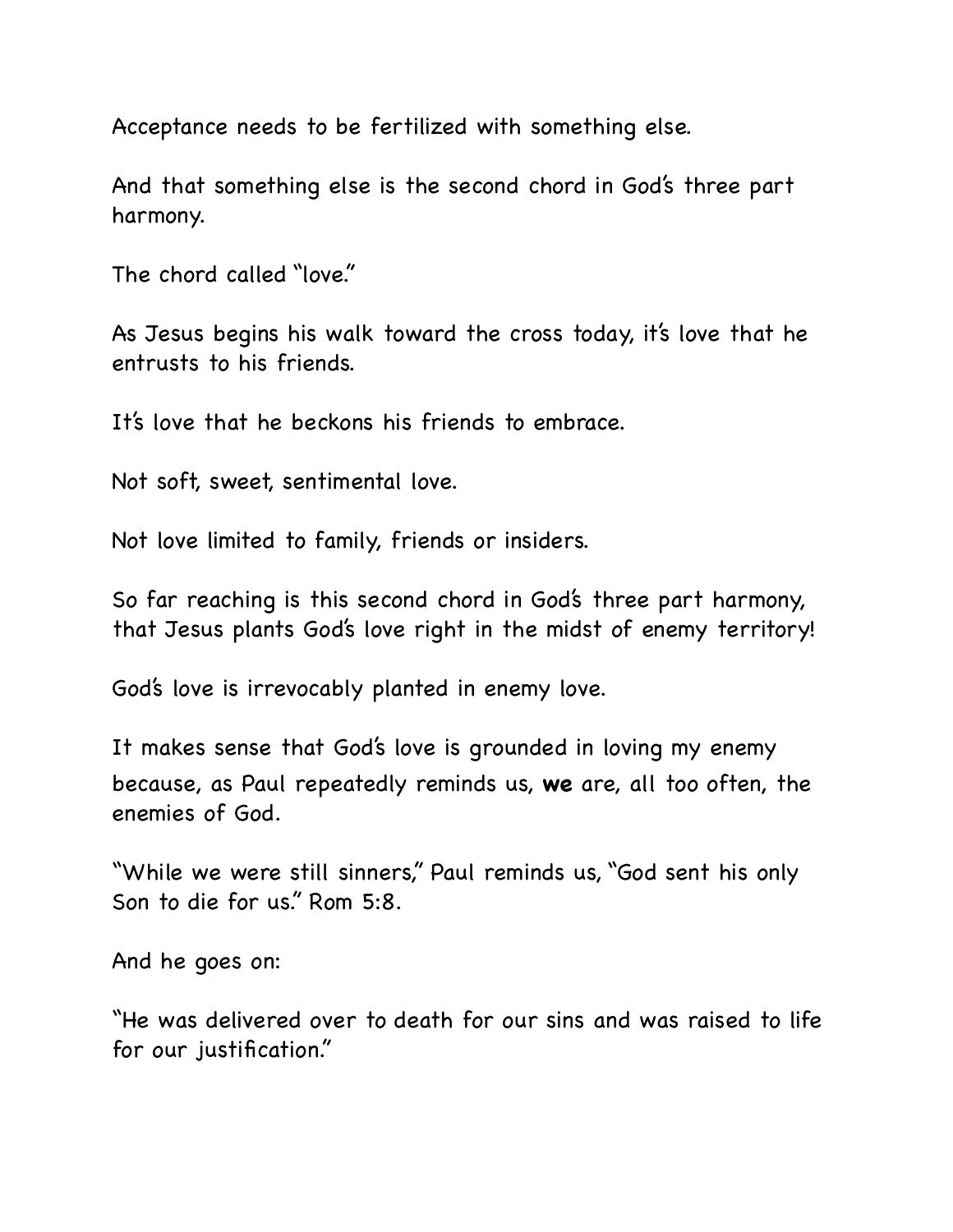Acceptance needs to be fertilized with something else.

And that something else is the second chord in God's three part harmony.

The chord called "love."

As Jesus begins his walk toward the cross today, it's love that he entrusts to his friends.

It's love that he beckons his friends to embrace.

Not soft, sweet, sentimental love.

Not love limited to family, friends or insiders.

So far reaching is this second chord in God's three part harmony, that Jesus plants God's love right in the midst of enemy territory!

God's love is irrevocably planted in enemy love.

It makes sense that God's love is grounded in loving my enemy because, as Paul repeatedly reminds us, **we** are, all too often, the enemies of God.

"While we were still sinners," Paul reminds us, "God sent his only Son to die for us." Rom 5:8.

And he goes on:

"He was delivered over to death for our sins and was raised to life for our justification."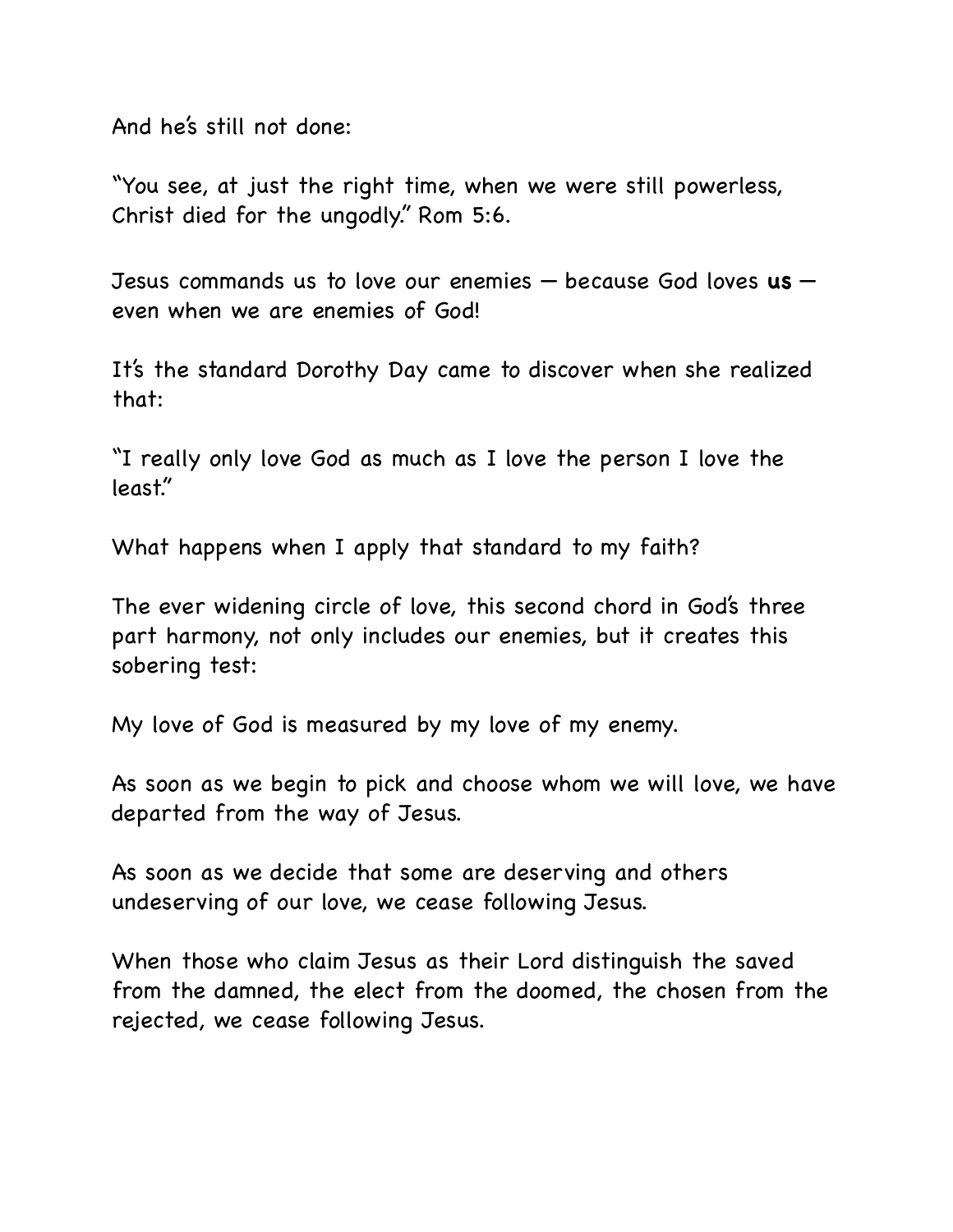And he's still not done:

"You see, at just the right time, when we were still powerless, Christ died for the ungodly." Rom 5:6.

Jesus commands us to love our enemies — because God loves **us** — even when we are enemies of God!

It's the standard Dorothy Day came to discover when she realized that:

"I really only love God as much as I love the person I love the least."

What happens when I apply that standard to my faith?

The ever widening circle of love, this second chord in God's three part harmony, not only includes our enemies, but it creates this sobering test:

My love of God is measured by my love of my enemy.

As soon as we begin to pick and choose whom we will love, we have departed from the way of Jesus.

As soon as we decide that some are deserving and others undeserving of our love, we cease following Jesus.

When those who claim Jesus as their Lord distinguish the saved from the damned, the elect from the doomed, the chosen from the rejected, we cease following Jesus.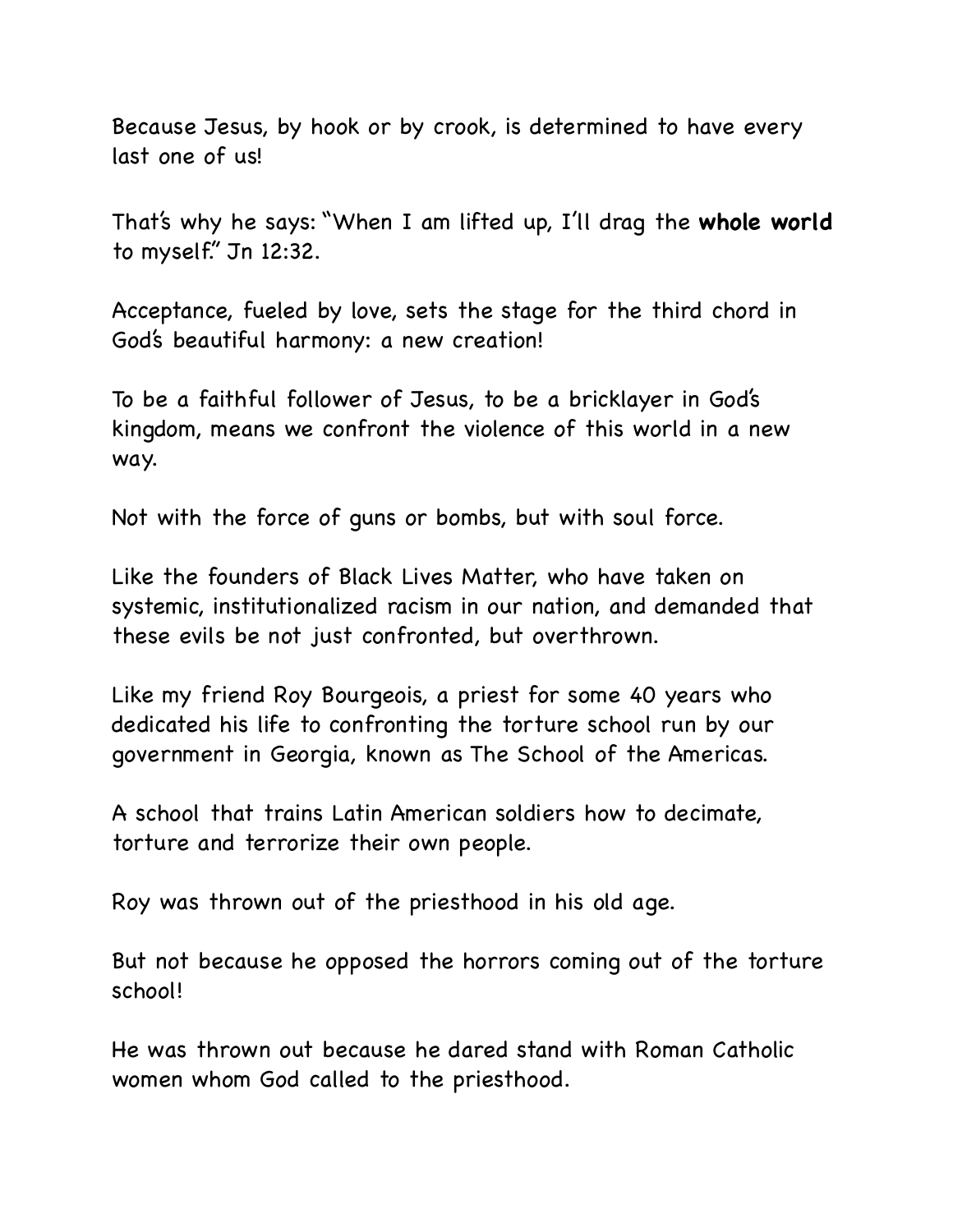Because Jesus, by hook or by crook, is determined to have every last one of us!

That's why he says: "When I am lifted up, I'll drag the **whole world** to myself." Jn 12:32.

Acceptance, fueled by love, sets the stage for the third chord in God's beautiful harmony: a new creation!

To be a faithful follower of Jesus, to be a bricklayer in God's kingdom, means we confront the violence of this world in a new way.

Not with the force of guns or bombs, but with soul force.

Like the founders of Black Lives Matter, who have taken on systemic, institutionalized racism in our nation, and demanded that these evils be not just confronted, but overthrown.

Like my friend Roy Bourgeois, a priest for some 40 years who dedicated his life to confronting the torture school run by our government in Georgia, known as The School of the Americas.

A school that trains Latin American soldiers how to decimate, torture and terrorize their own people.

Roy was thrown out of the priesthood in his old age.

But not because he opposed the horrors coming out of the torture school!

He was thrown out because he dared stand with Roman Catholic women whom God called to the priesthood.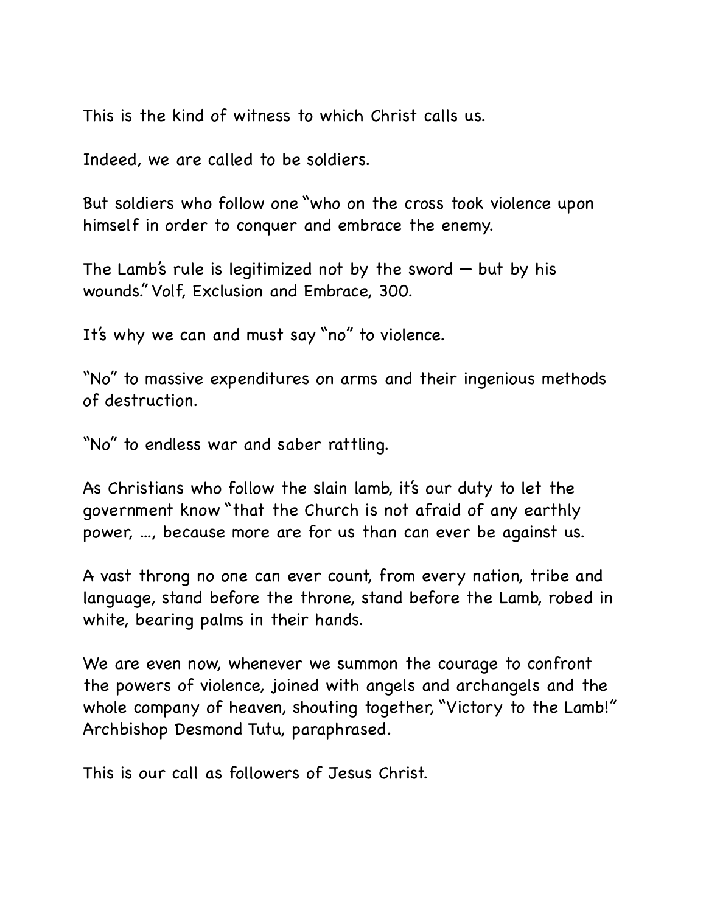This is the kind of witness to which Christ calls us.

Indeed, we are called to be soldiers.

But soldiers who follow one "who on the cross took violence upon himself in order to conquer and embrace the enemy.

The Lamb's rule is legitimized not by the sword — but by his wounds." Volf, Exclusion and Embrace, 300.

It's why we can and must say "no" to violence.

"No" to massive expenditures on arms and their ingenious methods of destruction.

"No" to endless war and saber rattling.

As Christians who follow the slain lamb, it's our duty to let the government know "that the Church is not afraid of any earthly power, ..., because more are for us than can ever be against us.

A vast throng no one can ever count, from every nation, tribe and language, stand before the throne, stand before the Lamb, robed in white, bearing palms in their hands.

We are even now, whenever we summon the courage to confront the powers of violence, joined with angels and archangels and the whole company of heaven, shouting together, "Victory to the Lamb!" Archbishop Desmond Tutu, paraphrased.

This is our call as followers of Jesus Christ.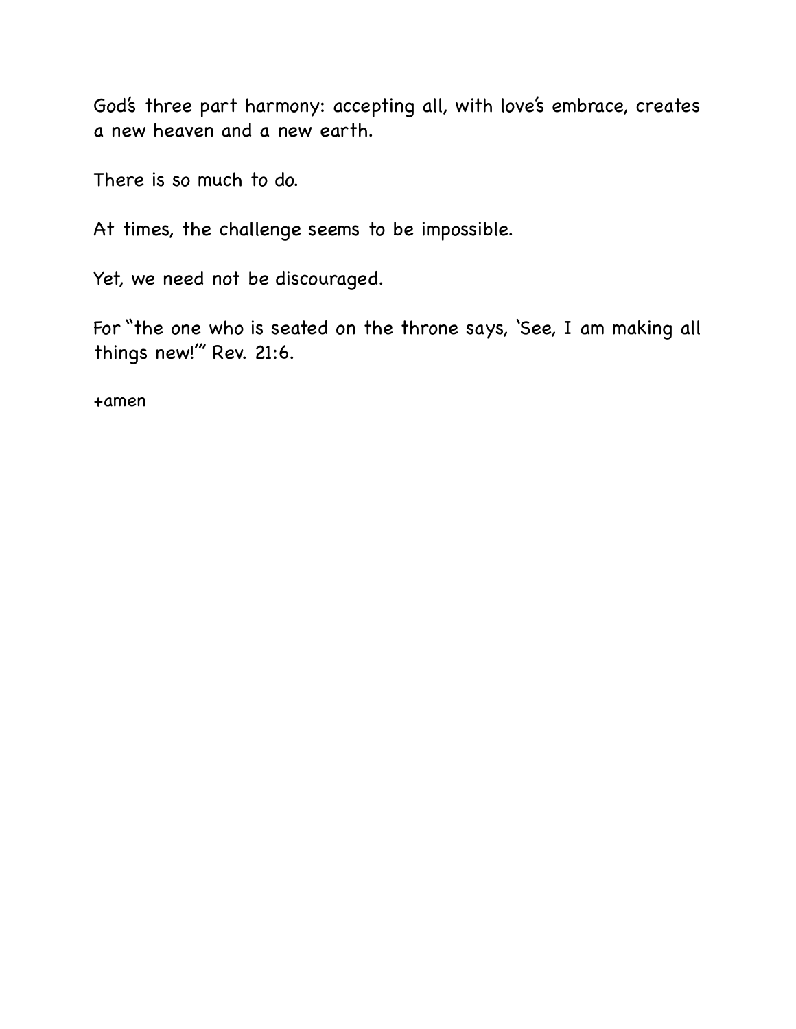God's three part harmony: accepting all, with love's embrace, creates a new heaven and a new earth.

There is so much to do.

At times, the challenge seems to be impossible.

Yet, we need not be discouraged.

For "the one who is seated on the throne says, 'See, I am making all things new!'" Rev. 21:6.

+amen